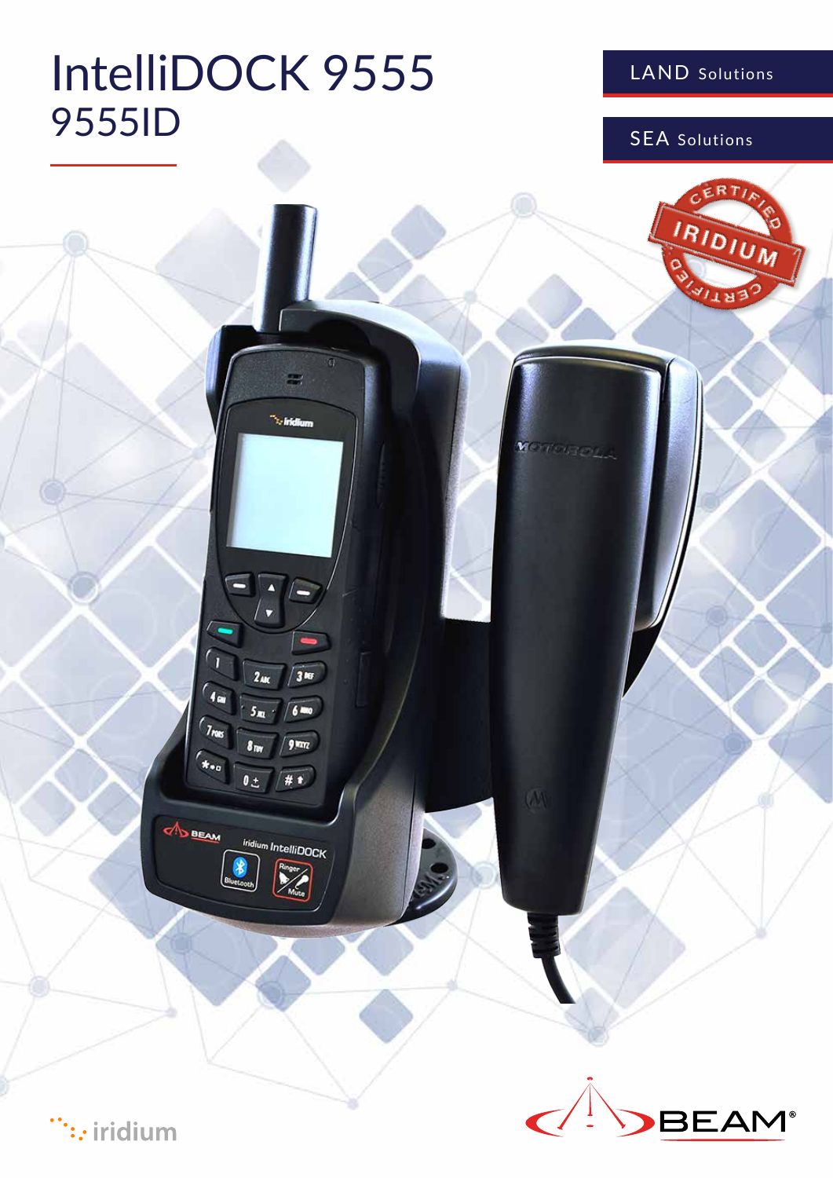# IntelliDOCK 9555
## 9555ID

LAND Solutions

SEA Solutions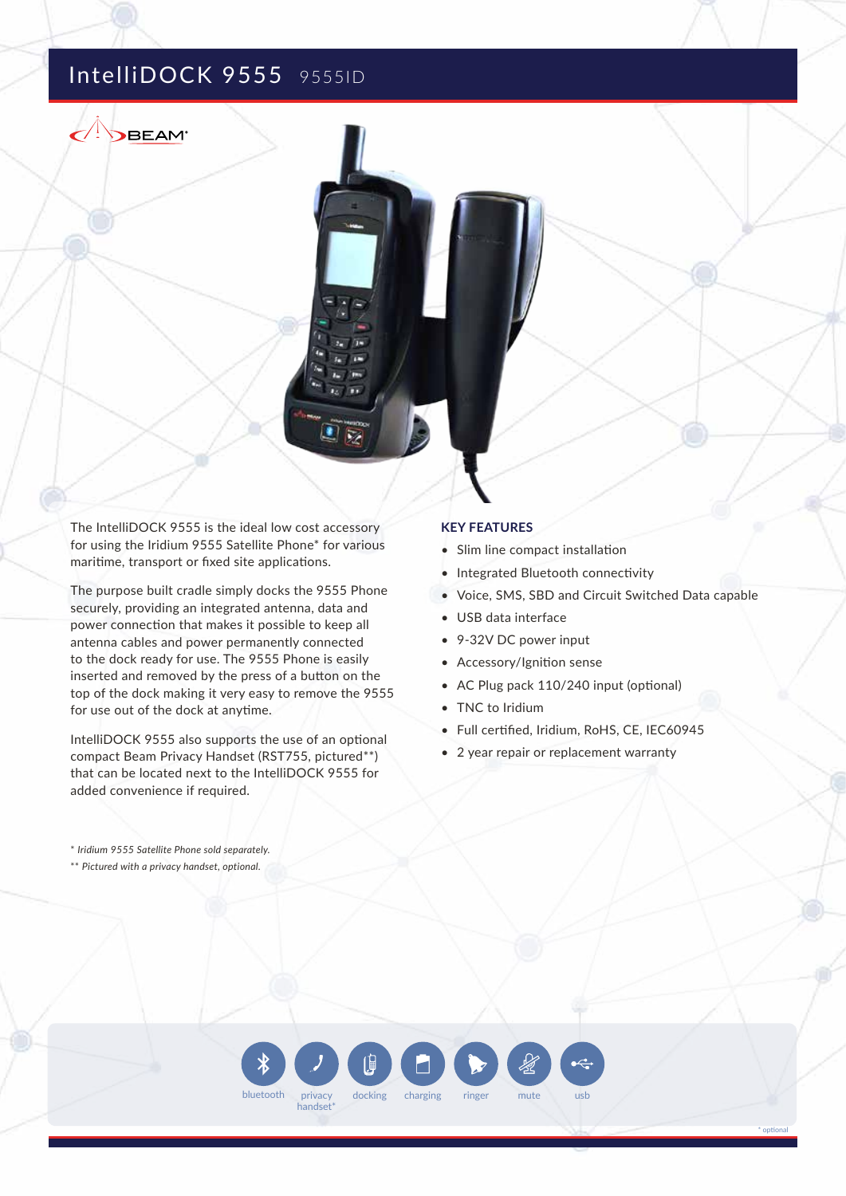# IntelliDOCK 9555 9555ID

The IntelliDOCK 9555 is the ideal low cost accessory for using the Iridium 9555 Satellite Phone* for various maritime, transport or fixed site applications.

The purpose built cradle simply docks the 9555 Phone securely, providing an integrated antenna, data and power connection that makes it possible to keep all antenna cables and power permanently connected to the dock ready for use. The 9555 Phone is easily inserted and removed by the press of a button on the top of the dock making it very easy to remove the 9555 for use out of the dock at anytime.

IntelliDOCK 9555 also supports the use of an optional compact Beam Privacy Handset (RST755, pictured**) that can be located next to the IntelliDOCK 9555 for added convenience if required.

*\* Iridium 9555 Satellite Phone sold separately.*

*\*\* Pictured with a privacy handset, optional.*

## KEY FEATURES

- Slim line compact installation
- Integrated Bluetooth connectivity
- Voice, SMS, SBD and Circuit Switched Data capable
- USB data interface
- 9-32V DC power input
- Accessory/Ignition sense
- AC Plug pack 110/240 input (optional)
- TNC to Iridium
- Full certified, Iridium, RoHS, CE, IEC60945
- 2 year repair or replacement warranty

bluetooth | privacy handset* | docking | charging | ringer | mute | usb

\* optional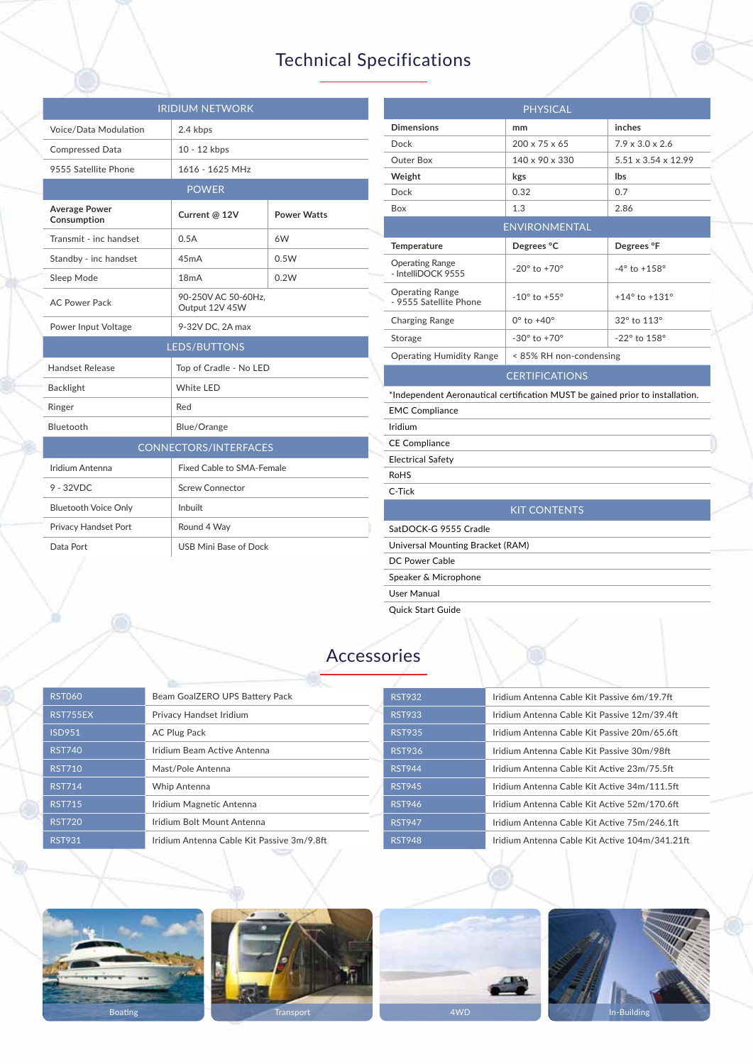# Technical Specifications

| IRIDIUM NETWORK | |
|---|---|
| Voice/Data Modulation | 2.4 kbps |
| Compressed Data | 10 - 12 kbps |
| 9555 Satellite Phone | 1616 - 1625 MHz |

| POWER | | |
|---|---|---|
| **Average Power Consumption** | **Current @ 12V** | **Power Watts** |
| Transmit - inc handset | 0.5A | 6W |
| Standby - inc handset | 45mA | 0.5W |
| Sleep Mode | 18mA | 0.2W |
| AC Power Pack | 90-250V AC 50-60Hz, Output 12V 45W | |
| Power Input Voltage | 9-32V DC, 2A max | |

| LEDS/BUTTONS | |
|---|---|
| Handset Release | Top of Cradle - No LED |
| Backlight | White LED |
| Ringer | Red |
| Bluetooth | Blue/Orange |

| CONNECTORS/INTERFACES | |
|---|---|
| Iridium Antenna | Fixed Cable to SMA-Female |
| 9 - 32VDC | Screw Connector |
| Bluetooth Voice Only | Inbuilt |
| Privacy Handset Port | Round 4 Way |
| Data Port | USB Mini Base of Dock |

| PHYSICAL | | |
|---|---|---|
| **Dimensions** | **mm** | **inches** |
| Dock | 200 x 75 x 65 | 7.9 x 3.0 x 2.6 |
| Outer Box | 140 x 90 x 330 | 5.51 x 3.54 x 12.99 |
| **Weight** | **kgs** | **lbs** |
| Dock | 0.32 | 0.7 |
| Box | 1.3 | 2.86 |

| ENVIRONMENTAL | | |
|---|---|---|
| **Temperature** | **Degrees °C** | **Degrees °F** |
| Operating Range - IntelliDOCK 9555 | -20° to +70° | -4° to +158° |
| Operating Range - 9555 Satellite Phone | -10° to +55° | +14° to +131° |
| Charging Range | 0° to +40° | 32° to 113° |
| Storage | -30° to +70° | -22° to 158° |
| Operating Humidity Range | < 85% RH non-condensing | |

| CERTIFICATIONS |
|---|
| *Independent Aeronautical certification MUST be gained prior to installation. |
| EMC Compliance |
| Iridium |
| CE Compliance |
| Electrical Safety |
| RoHS |
| C-Tick |

| KIT CONTENTS |
|---|
| SatDOCK-G 9555 Cradle |
| Universal Mounting Bracket (RAM) |
| DC Power Cable |
| Speaker & Microphone |
| User Manual |
| Quick Start Guide |

# Accessories

| Code | Description |
|---|---|
| RST060 | Beam GoalZERO UPS Battery Pack |
| RST755EX | Privacy Handset Iridium |
| ISD951 | AC Plug Pack |
| RST740 | Iridium Beam Active Antenna |
| RST710 | Mast/Pole Antenna |
| RST714 | Whip Antenna |
| RST715 | Iridium Magnetic Antenna |
| RST720 | Iridium Bolt Mount Antenna |
| RST931 | Iridium Antenna Cable Kit Passive 3m/9.8ft |
| RST932 | Iridium Antenna Cable Kit Passive 6m/19.7ft |
| RST933 | Iridium Antenna Cable Kit Passive 12m/39.4ft |
| RST935 | Iridium Antenna Cable Kit Passive 20m/65.6ft |
| RST936 | Iridium Antenna Cable Kit Passive 30m/98ft |
| RST944 | Iridium Antenna Cable Kit Active 23m/75.5ft |
| RST945 | Iridium Antenna Cable Kit Active 34m/111.5ft |
| RST946 | Iridium Antenna Cable Kit Active 52m/170.6ft |
| RST947 | Iridium Antenna Cable Kit Active 75m/246.1ft |
| RST948 | Iridium Antenna Cable Kit Active 104m/341.21ft |

Boating

Transport

4WD

In-Building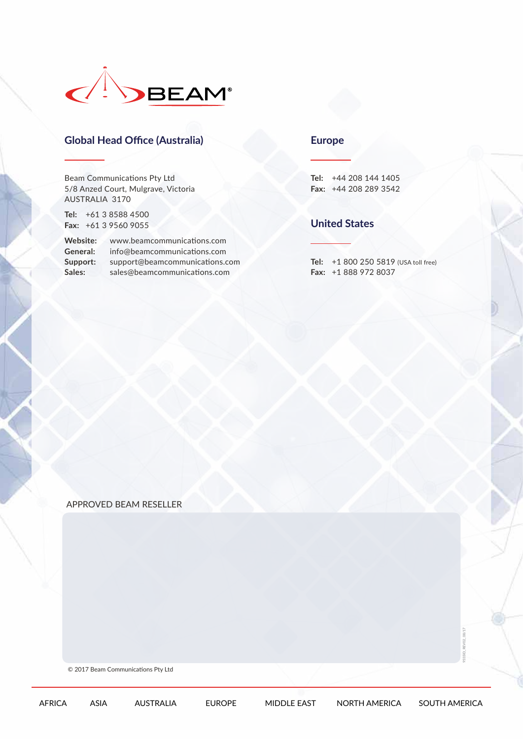BEAM®

## Global Head Office (Australia)

Beam Communications Pty Ltd
5/8 Anzed Court, Mulgrave, Victoria
AUSTRALIA 3170

**Tel:** +61 3 8588 4500
**Fax:** +61 3 9560 9055

**Website:** www.beamcommunications.com
**General:** info@beamcommunications.com
**Support:** support@beamcommunications.com
**Sales:** sales@beamcommunications.com

## Europe

**Tel:** +44 208 144 1405
**Fax:** +44 208 289 3542

## United States

**Tel:** +1 800 250 5819 (USA toll free)
**Fax:** +1 888 972 8037

APPROVED BEAM RESELLER

95550_REV02_08/17

© 2017 Beam Communications Pty Ltd

AFRICA ASIA AUSTRALIA EUROPE MIDDLE EAST NORTH AMERICA SOUTH AMERICA